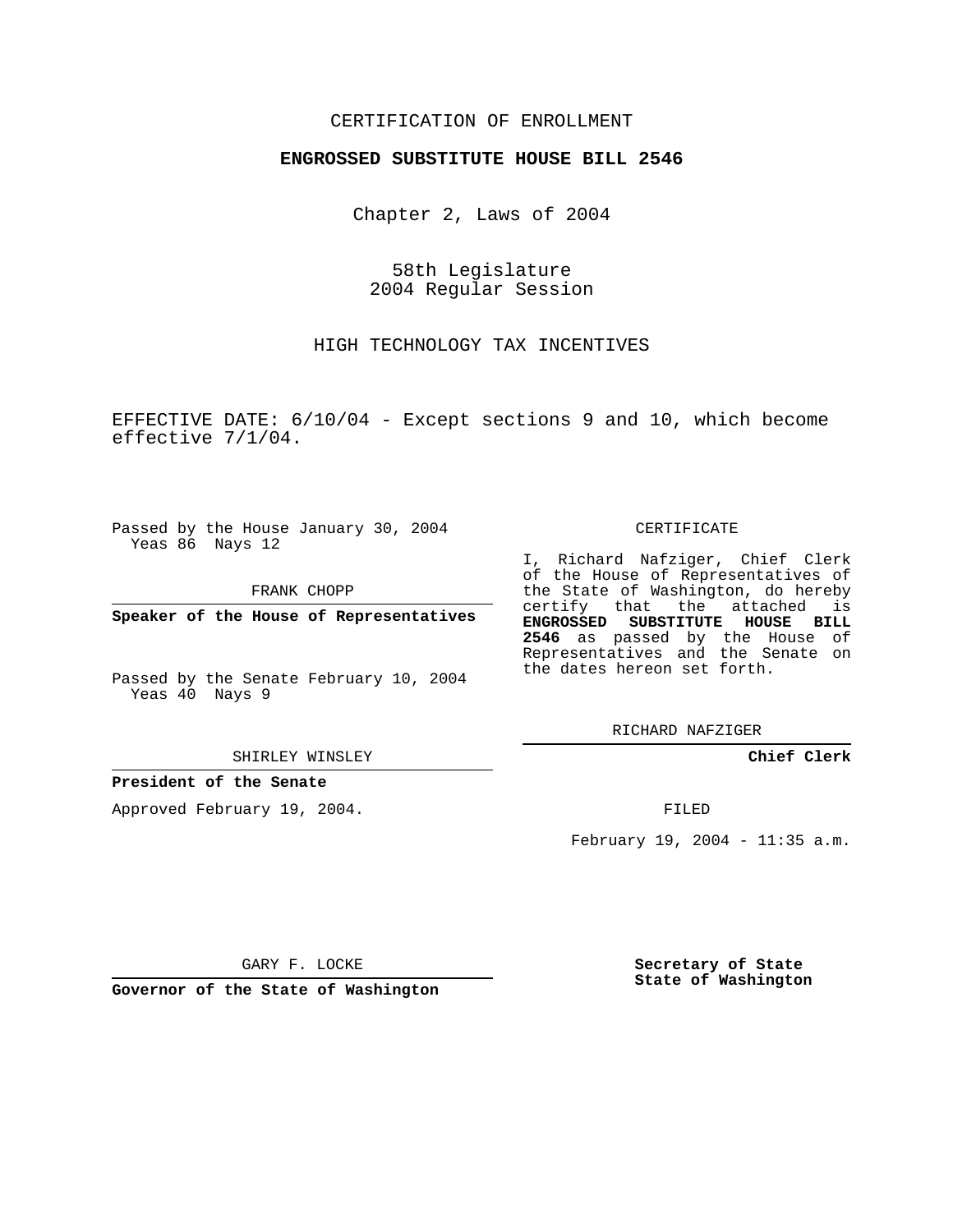CERTIFICATION OF ENROLLMENT

**ENGROSSED SUBSTITUTE HOUSE BILL 2546**

Chapter 2, Laws of 2004

58th Legislature
2004 Regular Session

HIGH TECHNOLOGY TAX INCENTIVES

EFFECTIVE DATE: 6/10/04 - Except sections 9 and 10, which become effective 7/1/04.

Passed by the House January 30, 2004
Yeas 86 Nays 12

FRANK CHOPP

**Speaker of the House of Representatives**

Passed by the Senate February 10, 2004
Yeas 40 Nays 9

SHIRLEY WINSLEY

**President of the Senate**

Approved February 19, 2004.

GARY F. LOCKE

**Governor of the State of Washington**

CERTIFICATE

I, Richard Nafziger, Chief Clerk of the House of Representatives of the State of Washington, do hereby certify that the attached is **ENGROSSED SUBSTITUTE HOUSE BILL 2546** as passed by the House of Representatives and the Senate on the dates hereon set forth.

RICHARD NAFZIGER

**Chief Clerk**

FILED

February 19, 2004 - 11:35 a.m.

**Secretary of State**
**State of Washington**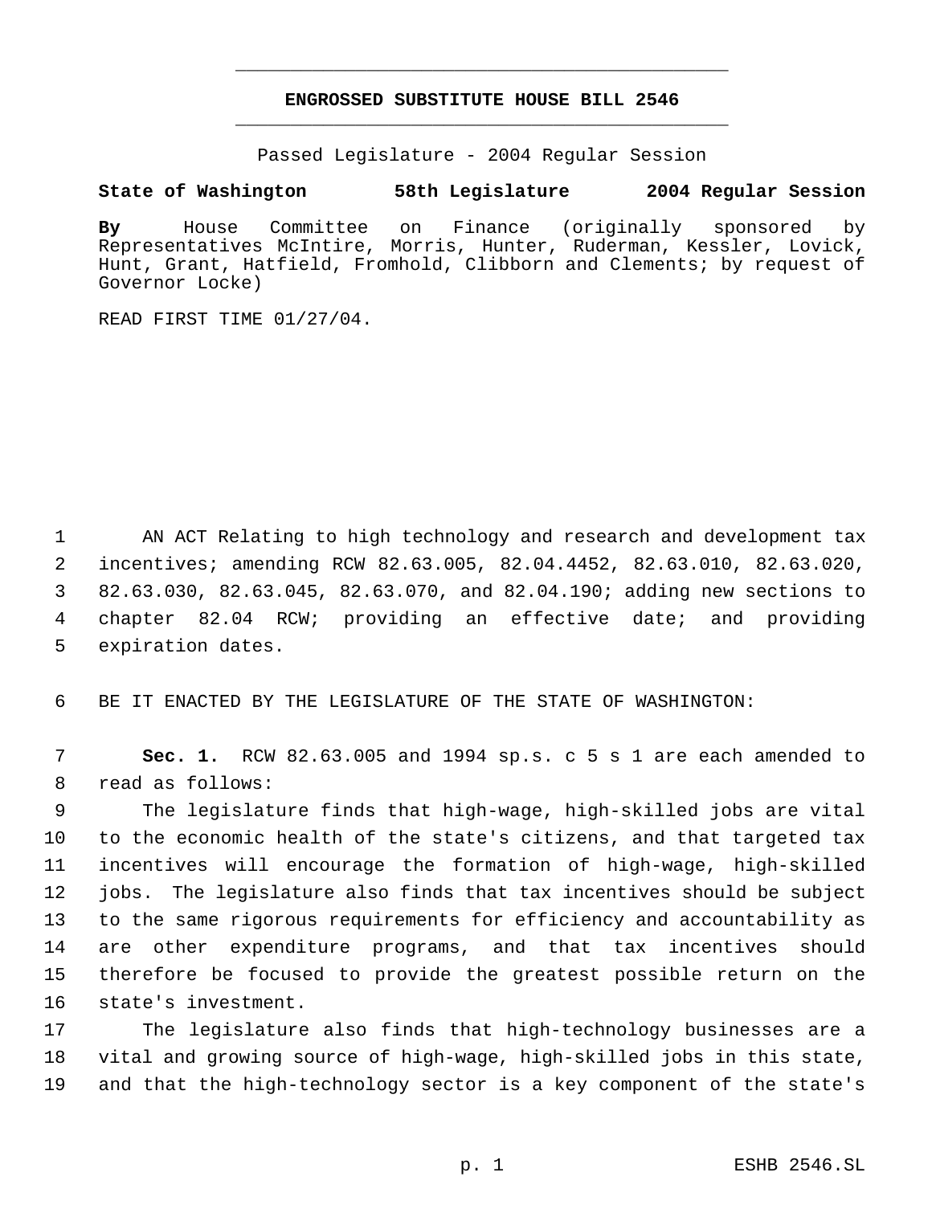# ENGROSSED SUBSTITUTE HOUSE BILL 2546

Passed Legislature - 2004 Regular Session

**State of Washington 58th Legislature 2004 Regular Session**

**By** House Committee on Finance (originally sponsored by Representatives McIntire, Morris, Hunter, Ruderman, Kessler, Lovick, Hunt, Grant, Hatfield, Fromhold, Clibborn and Clements; by request of Governor Locke)

READ FIRST TIME 01/27/04.

1 AN ACT Relating to high technology and research and development tax
2 incentives; amending RCW 82.63.005, 82.04.4452, 82.63.010, 82.63.020,
3 82.63.030, 82.63.045, 82.63.070, and 82.04.190; adding new sections to
4 chapter 82.04 RCW; providing an effective date; and providing
5 expiration dates.

6 BE IT ENACTED BY THE LEGISLATURE OF THE STATE OF WASHINGTON:

7 **Sec. 1.** RCW 82.63.005 and 1994 sp.s. c 5 s 1 are each amended to
8 read as follows:

9 The legislature finds that high-wage, high-skilled jobs are vital
10 to the economic health of the state's citizens, and that targeted tax
11 incentives will encourage the formation of high-wage, high-skilled
12 jobs. The legislature also finds that tax incentives should be subject
13 to the same rigorous requirements for efficiency and accountability as
14 are other expenditure programs, and that tax incentives should
15 therefore be focused to provide the greatest possible return on the
16 state's investment.

17 The legislature also finds that high-technology businesses are a
18 vital and growing source of high-wage, high-skilled jobs in this state,
19 and that the high-technology sector is a key component of the state's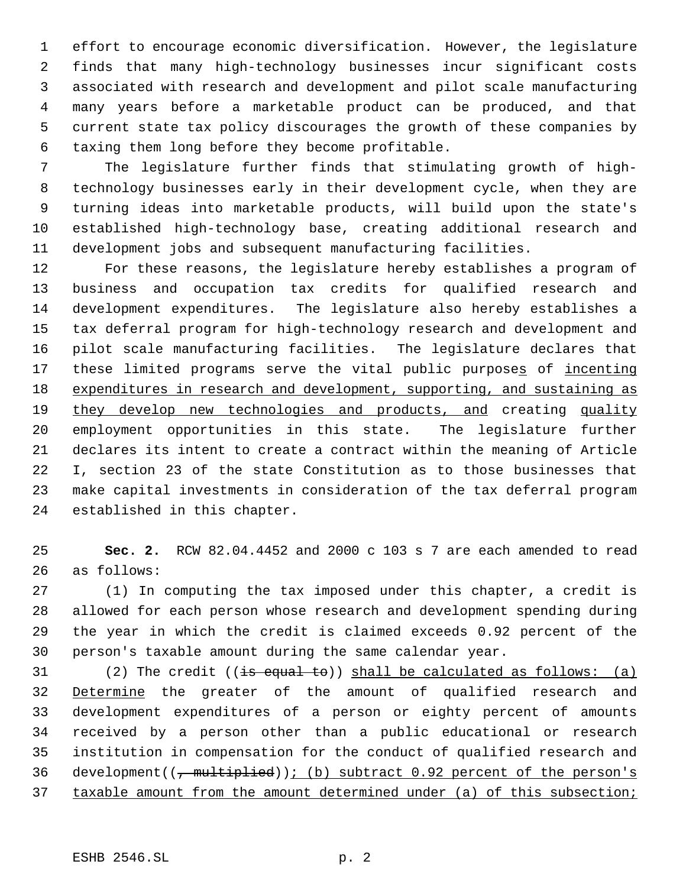effort to encourage economic diversification. However, the legislature finds that many high-technology businesses incur significant costs associated with research and development and pilot scale manufacturing many years before a marketable product can be produced, and that current state tax policy discourages the growth of these companies by taxing them long before they become profitable.

The legislature further finds that stimulating growth of high-technology businesses early in their development cycle, when they are turning ideas into marketable products, will build upon the state's established high-technology base, creating additional research and development jobs and subsequent manufacturing facilities.

For these reasons, the legislature hereby establishes a program of business and occupation tax credits for qualified research and development expenditures. The legislature also hereby establishes a tax deferral program for high-technology research and development and pilot scale manufacturing facilities. The legislature declares that these limited programs serve the vital public purposes of incenting expenditures in research and development, supporting, and sustaining as they develop new technologies and products, and creating quality employment opportunities in this state. The legislature further declares its intent to create a contract within the meaning of Article I, section 23 of the state Constitution as to those businesses that make capital investments in consideration of the tax deferral program established in this chapter.

**Sec. 2.** RCW 82.04.4452 and 2000 c 103 s 7 are each amended to read as follows:

(1) In computing the tax imposed under this chapter, a credit is allowed for each person whose research and development spending during the year in which the credit is claimed exceeds 0.92 percent of the person's taxable amount during the same calendar year.

(2) The credit ((~~is equal to~~)) shall be calculated as follows: (a) Determine the greater of the amount of qualified research and development expenditures of a person or eighty percent of amounts received by a person other than a public educational or research institution in compensation for the conduct of qualified research and development((~~, multiplied~~)); (b) subtract 0.92 percent of the person's taxable amount from the amount determined under (a) of this subsection;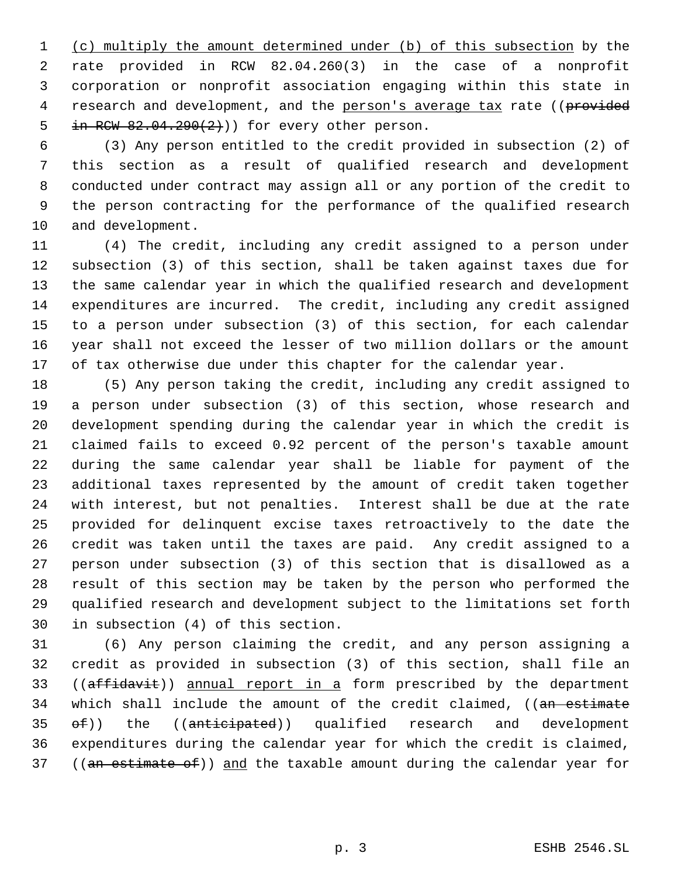(c) multiply the amount determined under (b) of this subsection by the rate provided in RCW 82.04.260(3) in the case of a nonprofit corporation or nonprofit association engaging within this state in research and development, and the person's average tax rate ((~~provided in RCW 82.04.290(2)~~)) for every other person.

(3) Any person entitled to the credit provided in subsection (2) of this section as a result of qualified research and development conducted under contract may assign all or any portion of the credit to the person contracting for the performance of the qualified research and development.

(4) The credit, including any credit assigned to a person under subsection (3) of this section, shall be taken against taxes due for the same calendar year in which the qualified research and development expenditures are incurred. The credit, including any credit assigned to a person under subsection (3) of this section, for each calendar year shall not exceed the lesser of two million dollars or the amount of tax otherwise due under this chapter for the calendar year.

(5) Any person taking the credit, including any credit assigned to a person under subsection (3) of this section, whose research and development spending during the calendar year in which the credit is claimed fails to exceed 0.92 percent of the person's taxable amount during the same calendar year shall be liable for payment of the additional taxes represented by the amount of credit taken together with interest, but not penalties. Interest shall be due at the rate provided for delinquent excise taxes retroactively to the date the credit was taken until the taxes are paid. Any credit assigned to a person under subsection (3) of this section that is disallowed as a result of this section may be taken by the person who performed the qualified research and development subject to the limitations set forth in subsection (4) of this section.

(6) Any person claiming the credit, and any person assigning a credit as provided in subsection (3) of this section, shall file an ((~~affidavit~~)) annual report in a form prescribed by the department which shall include the amount of the credit claimed, ((~~an estimate of~~)) the ((~~anticipated~~)) qualified research and development expenditures during the calendar year for which the credit is claimed, ((~~an estimate of~~)) and the taxable amount during the calendar year for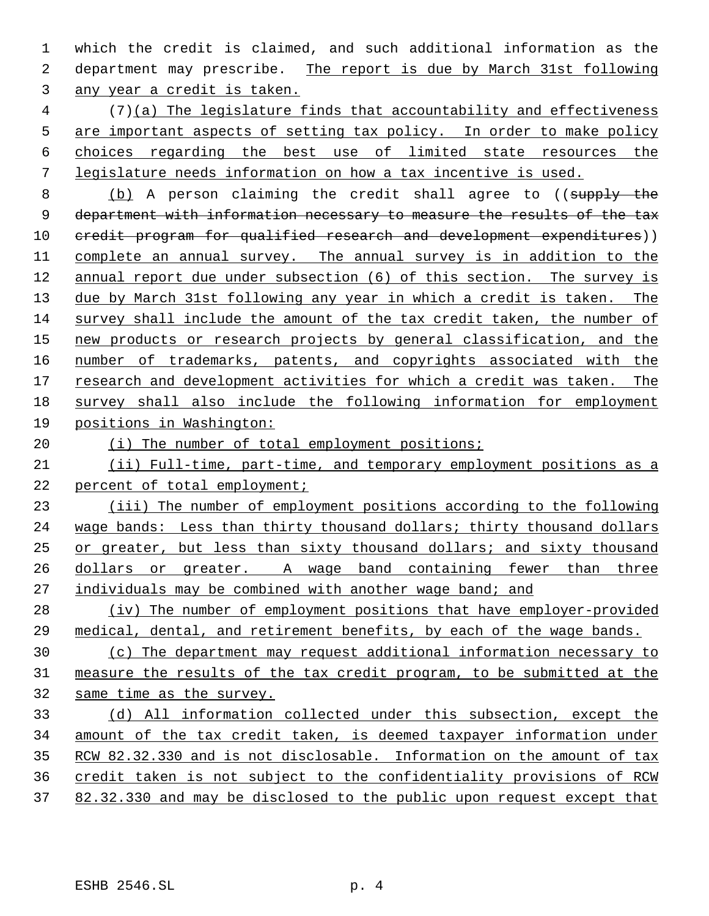which the credit is claimed, and such additional information as the department may prescribe. The report is due by March 31st following any year a credit is taken.

(7)(a) The legislature finds that accountability and effectiveness are important aspects of setting tax policy. In order to make policy choices regarding the best use of limited state resources the legislature needs information on how a tax incentive is used.

(b) A person claiming the credit shall agree to ((~~supply the department with information necessary to measure the results of the tax credit program for qualified research and development expenditures~~)) complete an annual survey. The annual survey is in addition to the annual report due under subsection (6) of this section. The survey is due by March 31st following any year in which a credit is taken. The survey shall include the amount of the tax credit taken, the number of new products or research projects by general classification, and the number of trademarks, patents, and copyrights associated with the research and development activities for which a credit was taken. The survey shall also include the following information for employment positions in Washington:

(i) The number of total employment positions;

(ii) Full-time, part-time, and temporary employment positions as a percent of total employment;

(iii) The number of employment positions according to the following wage bands: Less than thirty thousand dollars; thirty thousand dollars or greater, but less than sixty thousand dollars; and sixty thousand dollars or greater. A wage band containing fewer than three individuals may be combined with another wage band; and

(iv) The number of employment positions that have employer-provided medical, dental, and retirement benefits, by each of the wage bands.

(c) The department may request additional information necessary to measure the results of the tax credit program, to be submitted at the same time as the survey.

(d) All information collected under this subsection, except the amount of the tax credit taken, is deemed taxpayer information under RCW 82.32.330 and is not disclosable. Information on the amount of tax credit taken is not subject to the confidentiality provisions of RCW 82.32.330 and may be disclosed to the public upon request except that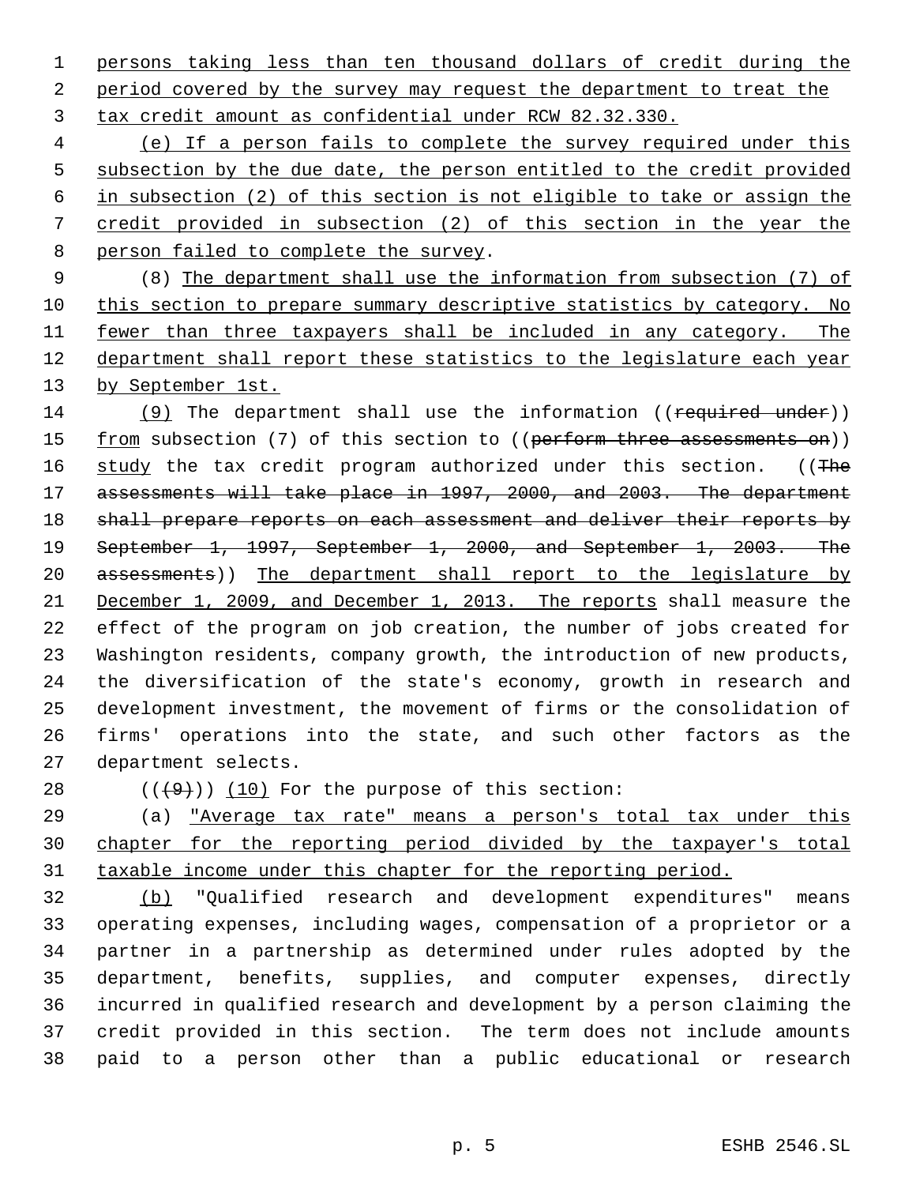persons taking less than ten thousand dollars of credit during the period covered by the survey may request the department to treat the tax credit amount as confidential under RCW 82.32.330.

(e) If a person fails to complete the survey required under this subsection by the due date, the person entitled to the credit provided in subsection (2) of this section is not eligible to take or assign the credit provided in subsection (2) of this section in the year the person failed to complete the survey.

(8) The department shall use the information from subsection (7) of this section to prepare summary descriptive statistics by category. No fewer than three taxpayers shall be included in any category. The department shall report these statistics to the legislature each year by September 1st.

(9) The department shall use the information ((~~required under~~)) from subsection (7) of this section to ((~~perform three assessments on~~)) study the tax credit program authorized under this section. ((~~The assessments will take place in 1997, 2000, and 2003. The department shall prepare reports on each assessment and deliver their reports by September 1, 1997, September 1, 2000, and September 1, 2003. The assessments~~)) The department shall report to the legislature by December 1, 2009, and December 1, 2013. The reports shall measure the effect of the program on job creation, the number of jobs created for Washington residents, company growth, the introduction of new products, the diversification of the state's economy, growth in research and development investment, the movement of firms or the consolidation of firms' operations into the state, and such other factors as the department selects.

((~~(9)~~)) (10) For the purpose of this section:

(a) "Average tax rate" means a person's total tax under this chapter for the reporting period divided by the taxpayer's total taxable income under this chapter for the reporting period.

(b) "Qualified research and development expenditures" means operating expenses, including wages, compensation of a proprietor or a partner in a partnership as determined under rules adopted by the department, benefits, supplies, and computer expenses, directly incurred in qualified research and development by a person claiming the credit provided in this section. The term does not include amounts paid to a person other than a public educational or research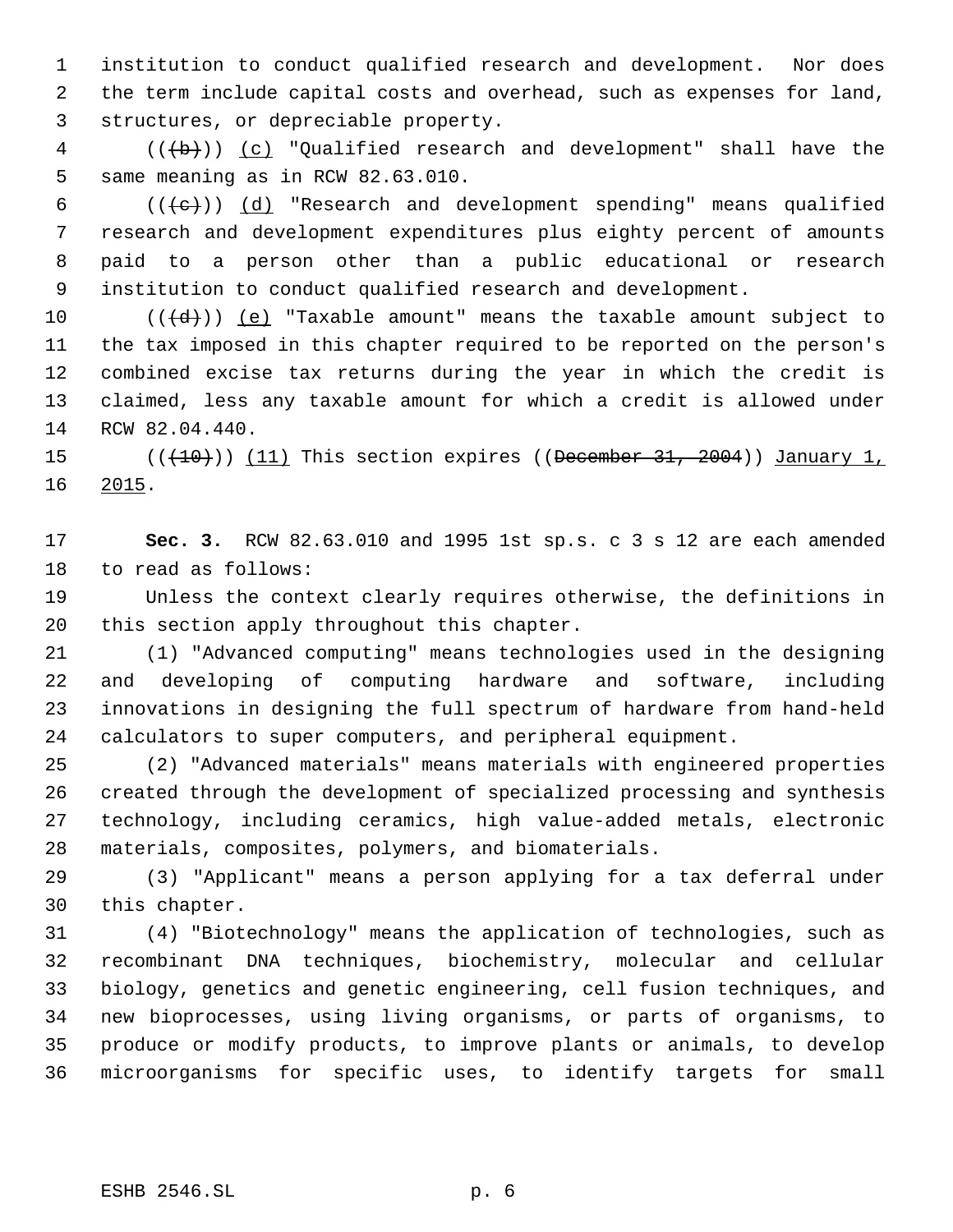institution to conduct qualified research and development. Nor does the term include capital costs and overhead, such as expenses for land, structures, or depreciable property.

((~~(b)~~)) (c) "Qualified research and development" shall have the same meaning as in RCW 82.63.010.

((~~(c)~~)) (d) "Research and development spending" means qualified research and development expenditures plus eighty percent of amounts paid to a person other than a public educational or research institution to conduct qualified research and development.

((~~(d)~~)) (e) "Taxable amount" means the taxable amount subject to the tax imposed in this chapter required to be reported on the person's combined excise tax returns during the year in which the credit is claimed, less any taxable amount for which a credit is allowed under RCW 82.04.440.

((~~(10)~~)) (11) This section expires ((~~December 31, 2004~~)) January 1, 2015.

**Sec. 3.** RCW 82.63.010 and 1995 1st sp.s. c 3 s 12 are each amended to read as follows:

Unless the context clearly requires otherwise, the definitions in this section apply throughout this chapter.

(1) "Advanced computing" means technologies used in the designing and developing of computing hardware and software, including innovations in designing the full spectrum of hardware from hand-held calculators to super computers, and peripheral equipment.

(2) "Advanced materials" means materials with engineered properties created through the development of specialized processing and synthesis technology, including ceramics, high value-added metals, electronic materials, composites, polymers, and biomaterials.

(3) "Applicant" means a person applying for a tax deferral under this chapter.

(4) "Biotechnology" means the application of technologies, such as recombinant DNA techniques, biochemistry, molecular and cellular biology, genetics and genetic engineering, cell fusion techniques, and new bioprocesses, using living organisms, or parts of organisms, to produce or modify products, to improve plants or animals, to develop microorganisms for specific uses, to identify targets for small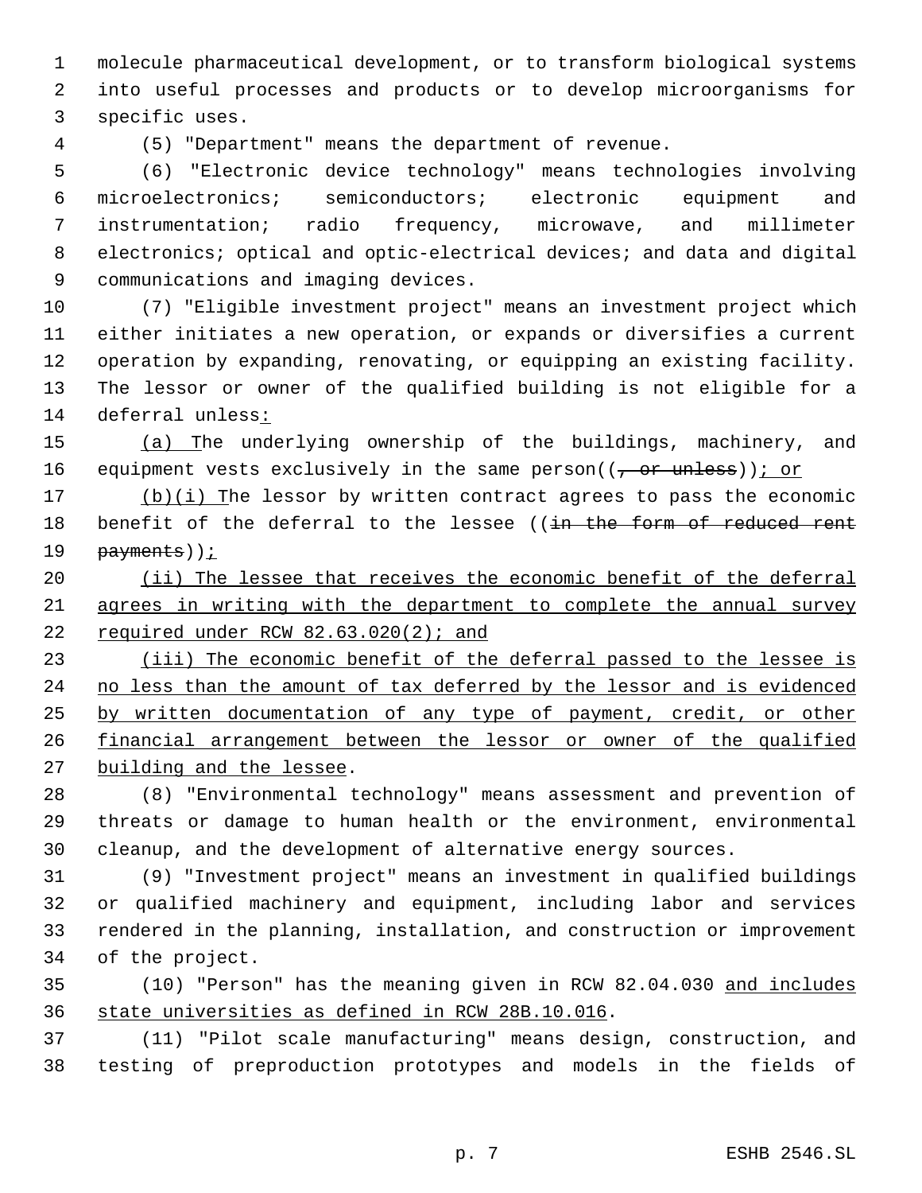molecule pharmaceutical development, or to transform biological systems into useful processes and products or to develop microorganisms for specific uses.

(5) "Department" means the department of revenue.

(6) "Electronic device technology" means technologies involving microelectronics; semiconductors; electronic equipment and instrumentation; radio frequency, microwave, and millimeter electronics; optical and optic-electrical devices; and data and digital communications and imaging devices.

(7) "Eligible investment project" means an investment project which either initiates a new operation, or expands or diversifies a current operation by expanding, renovating, or equipping an existing facility. The lessor or owner of the qualified building is not eligible for a deferral unless:

(a) The underlying ownership of the buildings, machinery, and equipment vests exclusively in the same person((~~, or unless~~)); or

(b)(i) The lessor by written contract agrees to pass the economic benefit of the deferral to the lessee ((~~in the form of reduced rent payments~~));

(ii) The lessee that receives the economic benefit of the deferral agrees in writing with the department to complete the annual survey required under RCW 82.63.020(2); and

(iii) The economic benefit of the deferral passed to the lessee is no less than the amount of tax deferred by the lessor and is evidenced by written documentation of any type of payment, credit, or other financial arrangement between the lessor or owner of the qualified building and the lessee.

(8) "Environmental technology" means assessment and prevention of threats or damage to human health or the environment, environmental cleanup, and the development of alternative energy sources.

(9) "Investment project" means an investment in qualified buildings or qualified machinery and equipment, including labor and services rendered in the planning, installation, and construction or improvement of the project.

(10) "Person" has the meaning given in RCW 82.04.030 and includes state universities as defined in RCW 28B.10.016.

(11) "Pilot scale manufacturing" means design, construction, and testing of preproduction prototypes and models in the fields of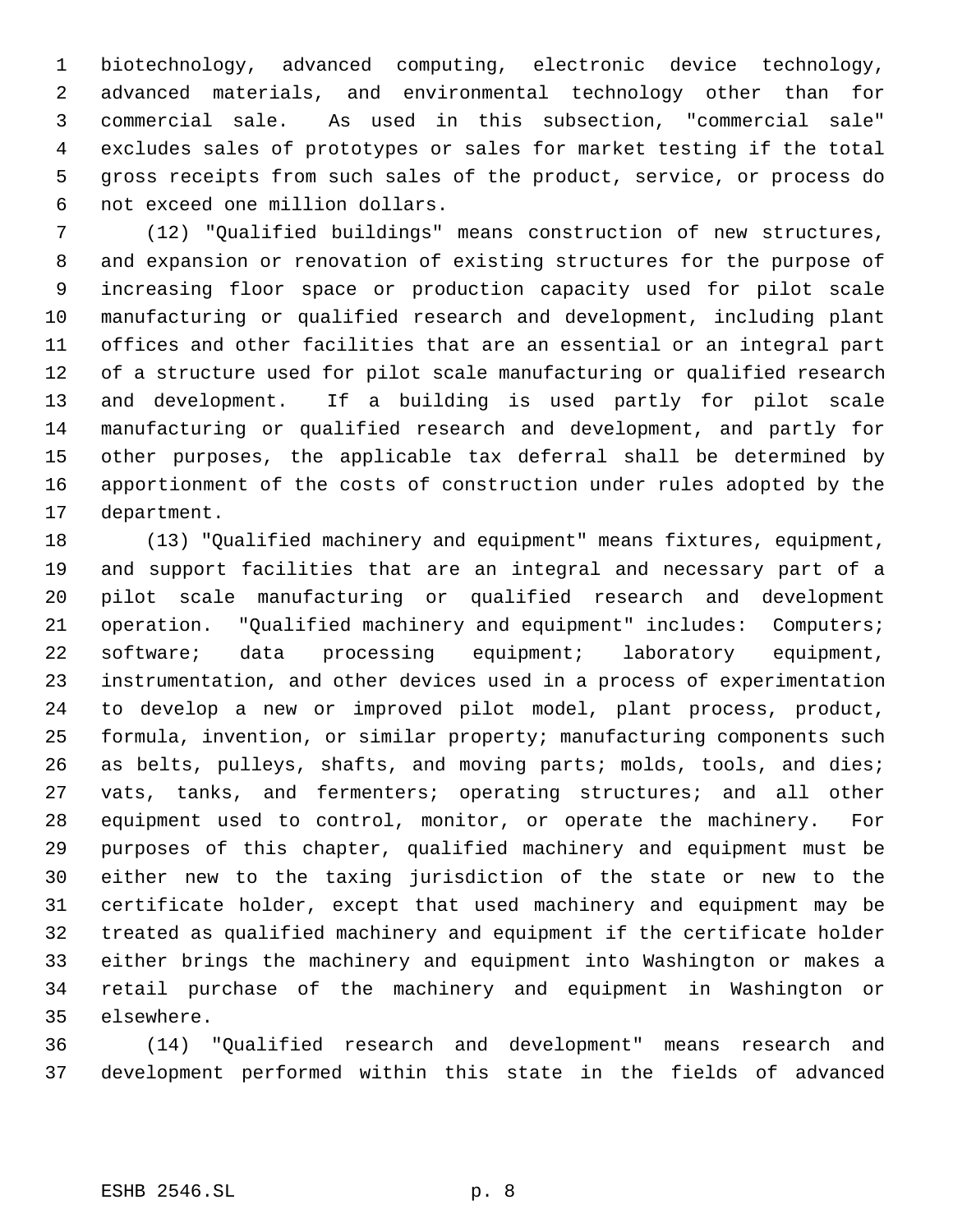biotechnology, advanced computing, electronic device technology, advanced materials, and environmental technology other than for commercial sale. As used in this subsection, "commercial sale" excludes sales of prototypes or sales for market testing if the total gross receipts from such sales of the product, service, or process do not exceed one million dollars.

(12) "Qualified buildings" means construction of new structures, and expansion or renovation of existing structures for the purpose of increasing floor space or production capacity used for pilot scale manufacturing or qualified research and development, including plant offices and other facilities that are an essential or an integral part of a structure used for pilot scale manufacturing or qualified research and development. If a building is used partly for pilot scale manufacturing or qualified research and development, and partly for other purposes, the applicable tax deferral shall be determined by apportionment of the costs of construction under rules adopted by the department.

(13) "Qualified machinery and equipment" means fixtures, equipment, and support facilities that are an integral and necessary part of a pilot scale manufacturing or qualified research and development operation. "Qualified machinery and equipment" includes: Computers; software; data processing equipment; laboratory equipment, instrumentation, and other devices used in a process of experimentation to develop a new or improved pilot model, plant process, product, formula, invention, or similar property; manufacturing components such as belts, pulleys, shafts, and moving parts; molds, tools, and dies; vats, tanks, and fermenters; operating structures; and all other equipment used to control, monitor, or operate the machinery. For purposes of this chapter, qualified machinery and equipment must be either new to the taxing jurisdiction of the state or new to the certificate holder, except that used machinery and equipment may be treated as qualified machinery and equipment if the certificate holder either brings the machinery and equipment into Washington or makes a retail purchase of the machinery and equipment in Washington or elsewhere.

(14) "Qualified research and development" means research and development performed within this state in the fields of advanced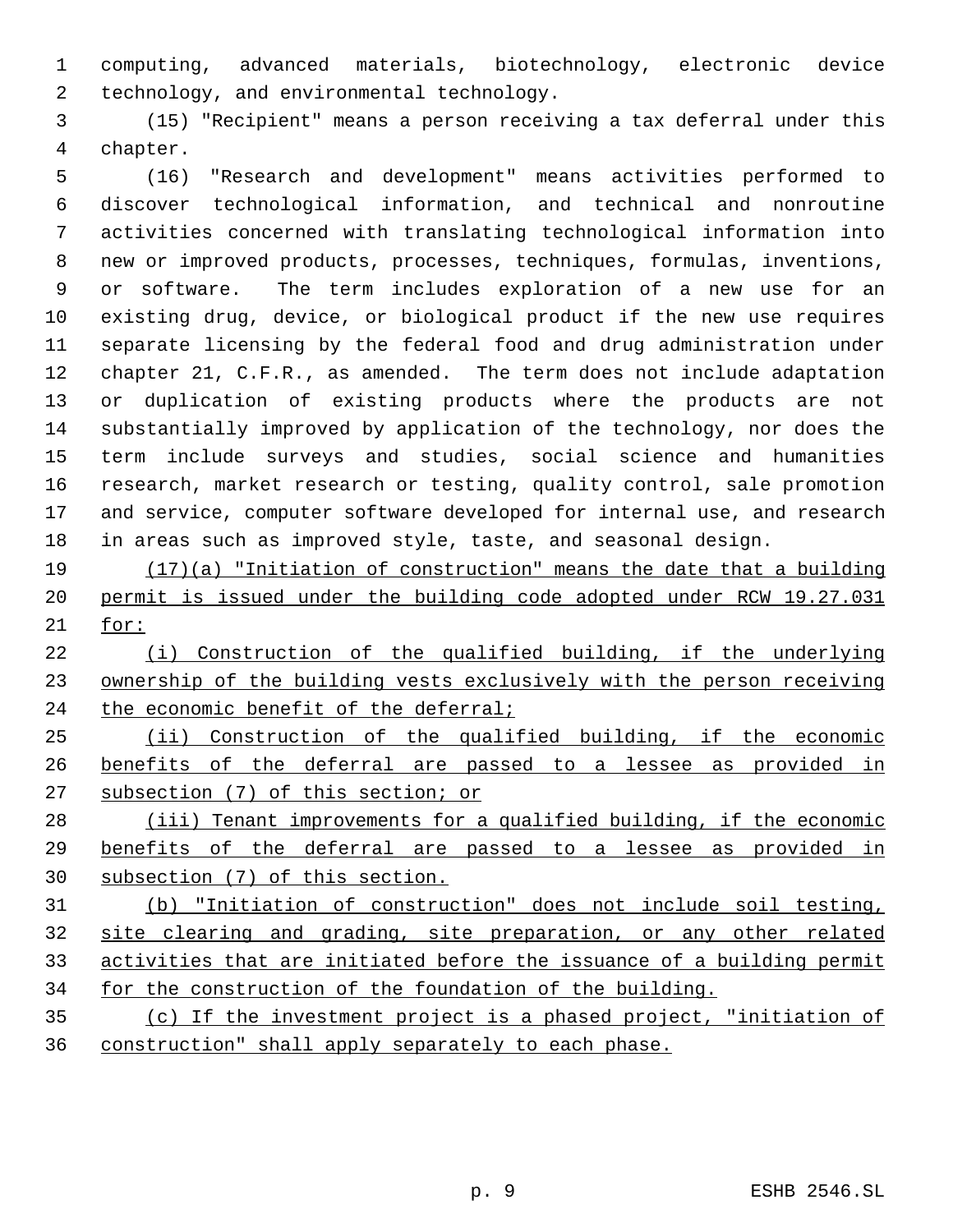computing, advanced materials, biotechnology, electronic device technology, and environmental technology.

(15) "Recipient" means a person receiving a tax deferral under this chapter.

(16) "Research and development" means activities performed to discover technological information, and technical and nonroutine activities concerned with translating technological information into new or improved products, processes, techniques, formulas, inventions, or software. The term includes exploration of a new use for an existing drug, device, or biological product if the new use requires separate licensing by the federal food and drug administration under chapter 21, C.F.R., as amended. The term does not include adaptation or duplication of existing products where the products are not substantially improved by application of the technology, nor does the term include surveys and studies, social science and humanities research, market research or testing, quality control, sale promotion and service, computer software developed for internal use, and research in areas such as improved style, taste, and seasonal design.

(17)(a) "Initiation of construction" means the date that a building permit is issued under the building code adopted under RCW 19.27.031 for:

(i) Construction of the qualified building, if the underlying ownership of the building vests exclusively with the person receiving the economic benefit of the deferral;

(ii) Construction of the qualified building, if the economic benefits of the deferral are passed to a lessee as provided in subsection (7) of this section; or

(iii) Tenant improvements for a qualified building, if the economic benefits of the deferral are passed to a lessee as provided in subsection (7) of this section.

(b) "Initiation of construction" does not include soil testing, site clearing and grading, site preparation, or any other related activities that are initiated before the issuance of a building permit for the construction of the foundation of the building.

(c) If the investment project is a phased project, "initiation of construction" shall apply separately to each phase.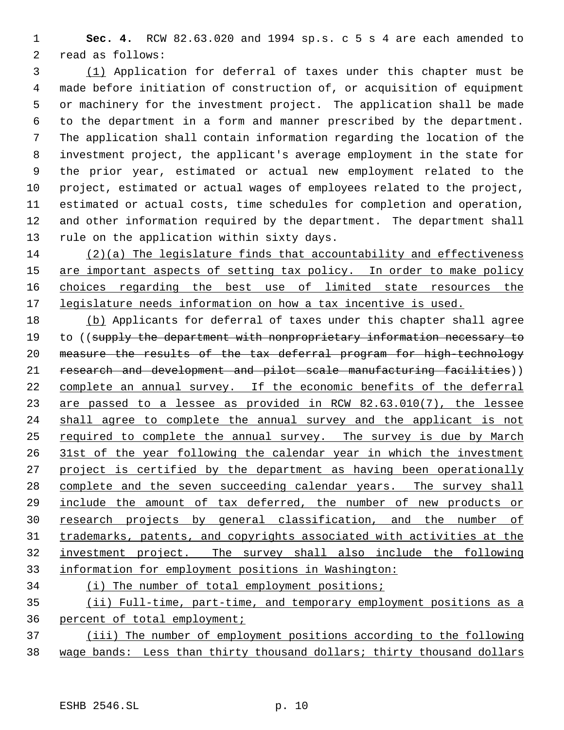**Sec. 4.** RCW 82.63.020 and 1994 sp.s. c 5 s 4 are each amended to read as follows:

(1) Application for deferral of taxes under this chapter must be made before initiation of construction of, or acquisition of equipment or machinery for the investment project. The application shall be made to the department in a form and manner prescribed by the department. The application shall contain information regarding the location of the investment project, the applicant's average employment in the state for the prior year, estimated or actual new employment related to the project, estimated or actual wages of employees related to the project, estimated or actual costs, time schedules for completion and operation, and other information required by the department. The department shall rule on the application within sixty days.

(2)(a) The legislature finds that accountability and effectiveness are important aspects of setting tax policy. In order to make policy choices regarding the best use of limited state resources the legislature needs information on how a tax incentive is used.

(b) Applicants for deferral of taxes under this chapter shall agree to ((~~supply the department with nonproprietary information necessary to measure the results of the tax deferral program for high-technology research and development and pilot scale manufacturing facilities~~)) complete an annual survey. If the economic benefits of the deferral are passed to a lessee as provided in RCW 82.63.010(7), the lessee shall agree to complete the annual survey and the applicant is not required to complete the annual survey. The survey is due by March 31st of the year following the calendar year in which the investment project is certified by the department as having been operationally complete and the seven succeeding calendar years. The survey shall include the amount of tax deferred, the number of new products or research projects by general classification, and the number of trademarks, patents, and copyrights associated with activities at the investment project. The survey shall also include the following information for employment positions in Washington:

(i) The number of total employment positions;

(ii) Full-time, part-time, and temporary employment positions as a percent of total employment;

(iii) The number of employment positions according to the following wage bands: Less than thirty thousand dollars; thirty thousand dollars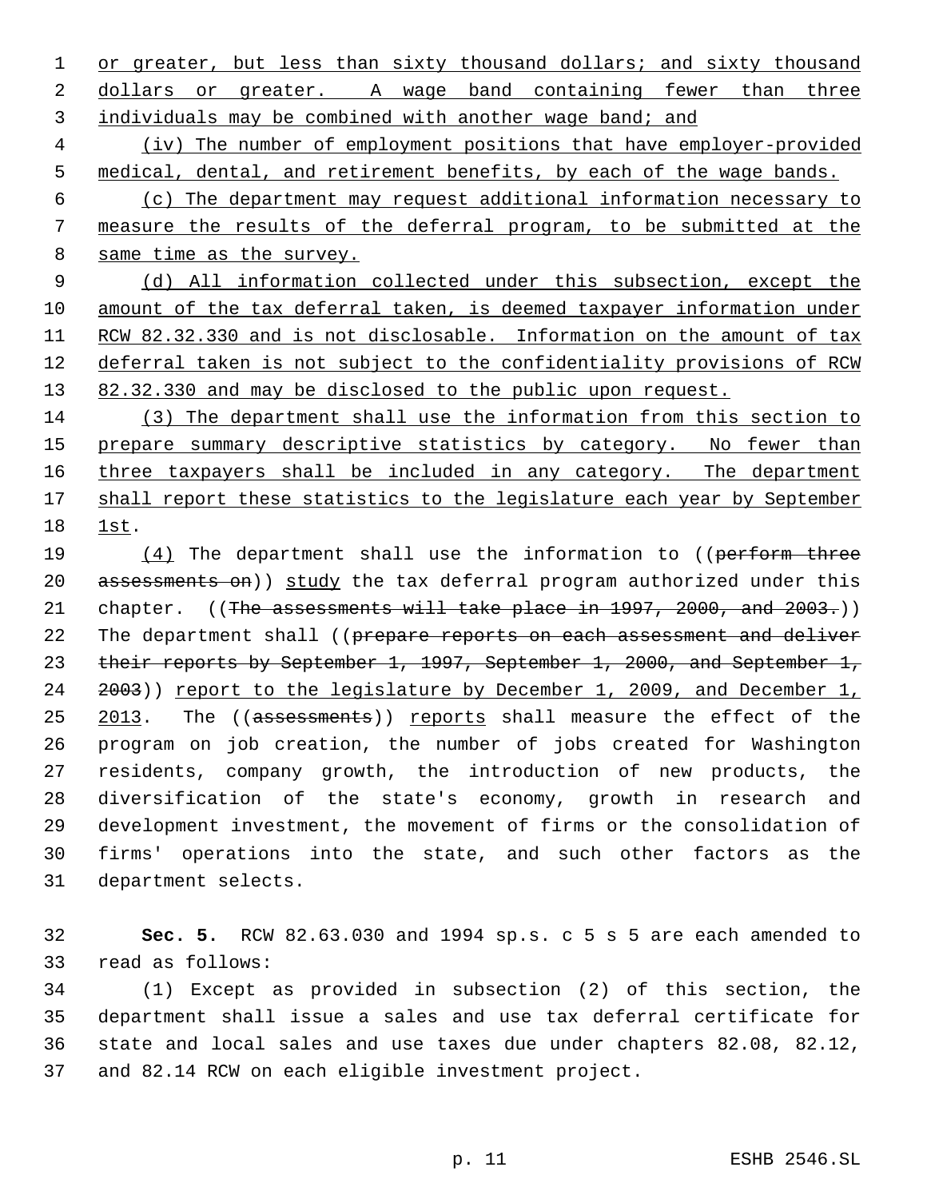or greater, but less than sixty thousand dollars; and sixty thousand dollars or greater. A wage band containing fewer than three individuals may be combined with another wage band; and

(iv) The number of employment positions that have employer-provided medical, dental, and retirement benefits, by each of the wage bands.

(c) The department may request additional information necessary to measure the results of the deferral program, to be submitted at the same time as the survey.

(d) All information collected under this subsection, except the amount of the tax deferral taken, is deemed taxpayer information under RCW 82.32.330 and is not disclosable. Information on the amount of tax deferral taken is not subject to the confidentiality provisions of RCW 82.32.330 and may be disclosed to the public upon request.

(3) The department shall use the information from this section to prepare summary descriptive statistics by category. No fewer than three taxpayers shall be included in any category. The department shall report these statistics to the legislature each year by September 1st.

(4) The department shall use the information to ((~~perform three assessments on~~)) study the tax deferral program authorized under this chapter. ((~~The assessments will take place in 1997, 2000, and 2003.~~)) The department shall ((~~prepare reports on each assessment and deliver their reports by September 1, 1997, September 1, 2000, and September 1, 2003~~)) report to the legislature by December 1, 2009, and December 1, 2013. The ((~~assessments~~)) reports shall measure the effect of the program on job creation, the number of jobs created for Washington residents, company growth, the introduction of new products, the diversification of the state's economy, growth in research and development investment, the movement of firms or the consolidation of firms' operations into the state, and such other factors as the department selects.

**Sec. 5.** RCW 82.63.030 and 1994 sp.s. c 5 s 5 are each amended to read as follows:

(1) Except as provided in subsection (2) of this section, the department shall issue a sales and use tax deferral certificate for state and local sales and use taxes due under chapters 82.08, 82.12, and 82.14 RCW on each eligible investment project.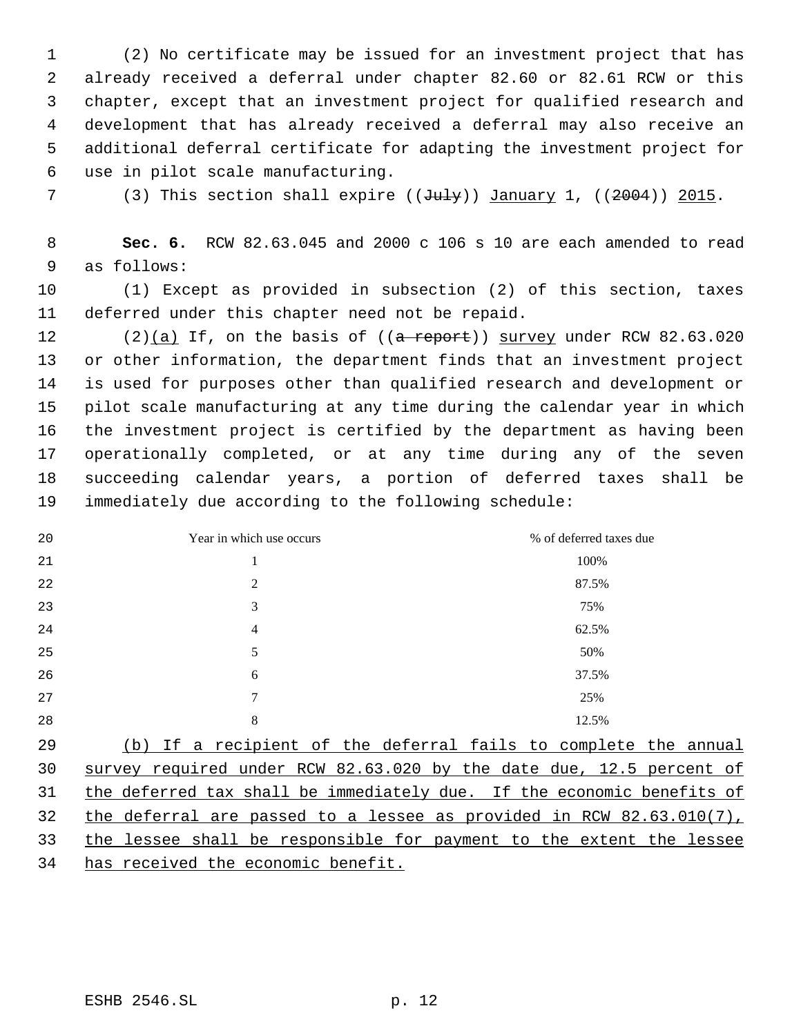(2) No certificate may be issued for an investment project that has already received a deferral under chapter 82.60 or 82.61 RCW or this chapter, except that an investment project for qualified research and development that has already received a deferral may also receive an additional deferral certificate for adapting the investment project for use in pilot scale manufacturing.

(3) This section shall expire ((~~July~~)) January 1, ((~~2004~~)) 2015.

**Sec. 6.** RCW 82.63.045 and 2000 c 106 s 10 are each amended to read as follows:

(1) Except as provided in subsection (2) of this section, taxes deferred under this chapter need not be repaid.

(2)(a) If, on the basis of ((~~a report~~)) survey under RCW 82.63.020 or other information, the department finds that an investment project is used for purposes other than qualified research and development or pilot scale manufacturing at any time during the calendar year in which the investment project is certified by the department as having been operationally completed, or at any time during any of the seven succeeding calendar years, a portion of deferred taxes shall be immediately due according to the following schedule:

| Year in which use occurs | % of deferred taxes due |
|---|---|
| 1 | 100% |
| 2 | 87.5% |
| 3 | 75% |
| 4 | 62.5% |
| 5 | 50% |
| 6 | 37.5% |
| 7 | 25% |
| 8 | 12.5% |

(b) If a recipient of the deferral fails to complete the annual survey required under RCW 82.63.020 by the date due, 12.5 percent of the deferred tax shall be immediately due. If the economic benefits of the deferral are passed to a lessee as provided in RCW 82.63.010(7), the lessee shall be responsible for payment to the extent the lessee has received the economic benefit.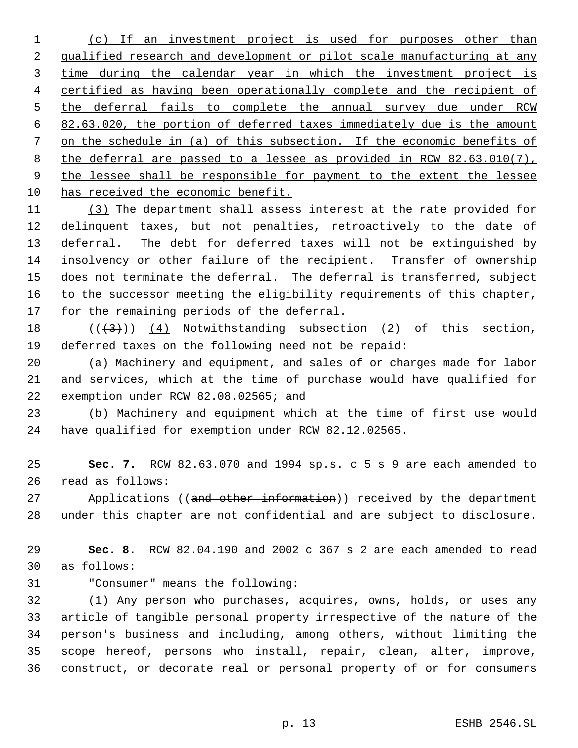(c) If an investment project is used for purposes other than qualified research and development or pilot scale manufacturing at any time during the calendar year in which the investment project is certified as having been operationally complete and the recipient of the deferral fails to complete the annual survey due under RCW 82.63.020, the portion of deferred taxes immediately due is the amount on the schedule in (a) of this subsection. If the economic benefits of the deferral are passed to a lessee as provided in RCW 82.63.010(7), the lessee shall be responsible for payment to the extent the lessee has received the economic benefit.

(3) The department shall assess interest at the rate provided for delinquent taxes, but not penalties, retroactively to the date of deferral. The debt for deferred taxes will not be extinguished by insolvency or other failure of the recipient. Transfer of ownership does not terminate the deferral. The deferral is transferred, subject to the successor meeting the eligibility requirements of this chapter, for the remaining periods of the deferral.

(((3))) (4) Notwithstanding subsection (2) of this section, deferred taxes on the following need not be repaid:

(a) Machinery and equipment, and sales of or charges made for labor and services, which at the time of purchase would have qualified for exemption under RCW 82.08.02565; and

(b) Machinery and equipment which at the time of first use would have qualified for exemption under RCW 82.12.02565.

**Sec. 7.** RCW 82.63.070 and 1994 sp.s. c 5 s 9 are each amended to read as follows:

Applications ((and other information)) received by the department under this chapter are not confidential and are subject to disclosure.

**Sec. 8.** RCW 82.04.190 and 2002 c 367 s 2 are each amended to read as follows:

"Consumer" means the following:

(1) Any person who purchases, acquires, owns, holds, or uses any article of tangible personal property irrespective of the nature of the person's business and including, among others, without limiting the scope hereof, persons who install, repair, clean, alter, improve, construct, or decorate real or personal property of or for consumers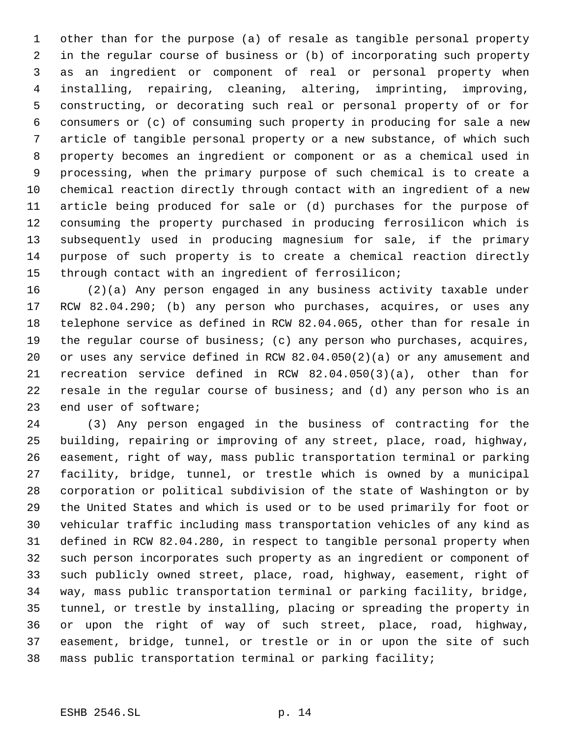other than for the purpose (a) of resale as tangible personal property in the regular course of business or (b) of incorporating such property as an ingredient or component of real or personal property when installing, repairing, cleaning, altering, imprinting, improving, constructing, or decorating such real or personal property of or for consumers or (c) of consuming such property in producing for sale a new article of tangible personal property or a new substance, of which such property becomes an ingredient or component or as a chemical used in processing, when the primary purpose of such chemical is to create a chemical reaction directly through contact with an ingredient of a new article being produced for sale or (d) purchases for the purpose of consuming the property purchased in producing ferrosilicon which is subsequently used in producing magnesium for sale, if the primary purpose of such property is to create a chemical reaction directly through contact with an ingredient of ferrosilicon;

(2)(a) Any person engaged in any business activity taxable under RCW 82.04.290; (b) any person who purchases, acquires, or uses any telephone service as defined in RCW 82.04.065, other than for resale in the regular course of business; (c) any person who purchases, acquires, or uses any service defined in RCW 82.04.050(2)(a) or any amusement and recreation service defined in RCW 82.04.050(3)(a), other than for resale in the regular course of business; and (d) any person who is an end user of software;

(3) Any person engaged in the business of contracting for the building, repairing or improving of any street, place, road, highway, easement, right of way, mass public transportation terminal or parking facility, bridge, tunnel, or trestle which is owned by a municipal corporation or political subdivision of the state of Washington or by the United States and which is used or to be used primarily for foot or vehicular traffic including mass transportation vehicles of any kind as defined in RCW 82.04.280, in respect to tangible personal property when such person incorporates such property as an ingredient or component of such publicly owned street, place, road, highway, easement, right of way, mass public transportation terminal or parking facility, bridge, tunnel, or trestle by installing, placing or spreading the property in or upon the right of way of such street, place, road, highway, easement, bridge, tunnel, or trestle or in or upon the site of such mass public transportation terminal or parking facility;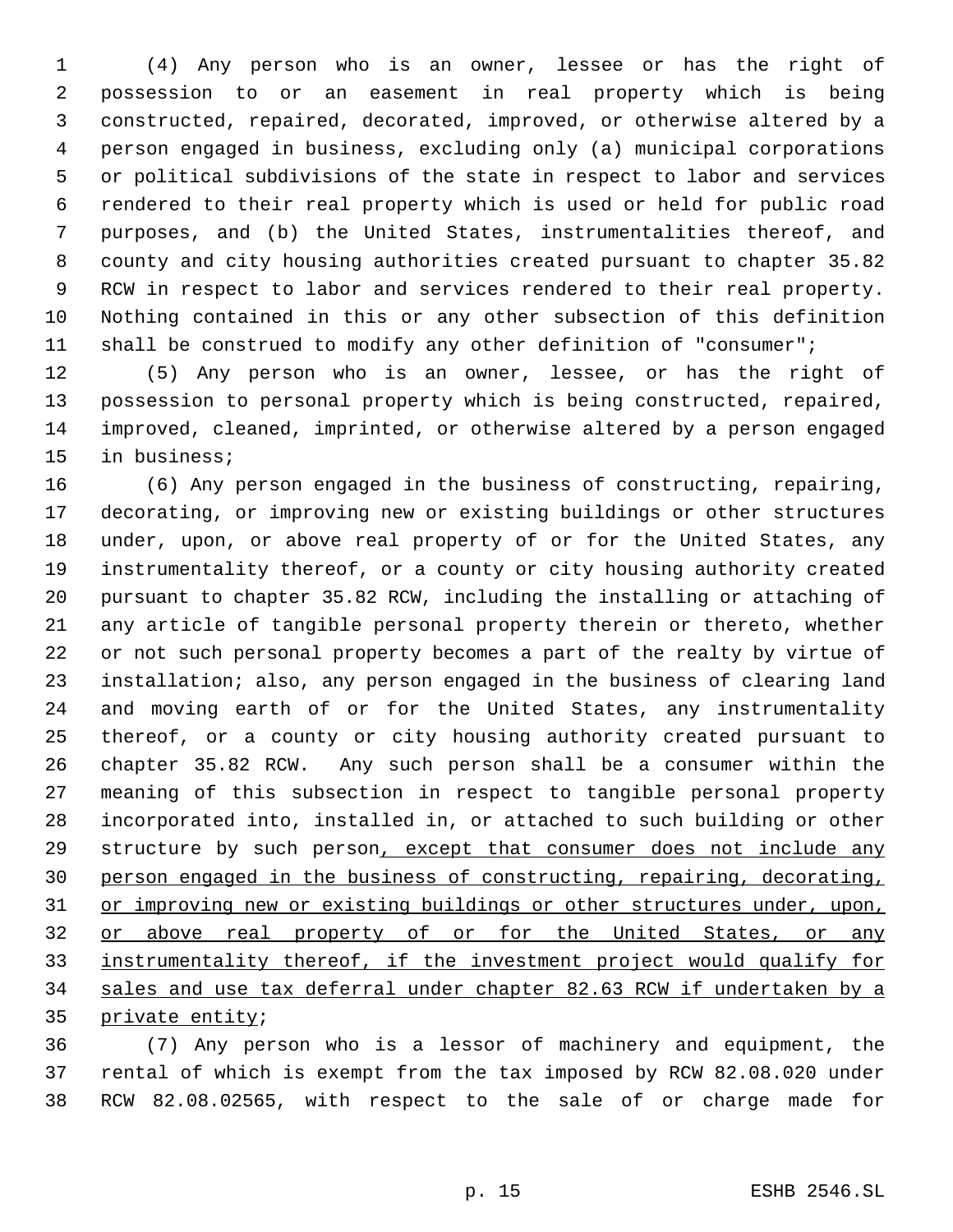(4) Any person who is an owner, lessee or has the right of possession to or an easement in real property which is being constructed, repaired, decorated, improved, or otherwise altered by a person engaged in business, excluding only (a) municipal corporations or political subdivisions of the state in respect to labor and services rendered to their real property which is used or held for public road purposes, and (b) the United States, instrumentalities thereof, and county and city housing authorities created pursuant to chapter 35.82 RCW in respect to labor and services rendered to their real property. Nothing contained in this or any other subsection of this definition shall be construed to modify any other definition of "consumer";

(5) Any person who is an owner, lessee, or has the right of possession to personal property which is being constructed, repaired, improved, cleaned, imprinted, or otherwise altered by a person engaged in business;

(6) Any person engaged in the business of constructing, repairing, decorating, or improving new or existing buildings or other structures under, upon, or above real property of or for the United States, any instrumentality thereof, or a county or city housing authority created pursuant to chapter 35.82 RCW, including the installing or attaching of any article of tangible personal property therein or thereto, whether or not such personal property becomes a part of the realty by virtue of installation; also, any person engaged in the business of clearing land and moving earth of or for the United States, any instrumentality thereof, or a county or city housing authority created pursuant to chapter 35.82 RCW. Any such person shall be a consumer within the meaning of this subsection in respect to tangible personal property incorporated into, installed in, or attached to such building or other structure by such person<ins>, except that consumer does not include any person engaged in the business of constructing, repairing, decorating, or improving new or existing buildings or other structures under, upon, or above real property of or for the United States, or any instrumentality thereof, if the investment project would qualify for sales and use tax deferral under chapter 82.63 RCW if undertaken by a private entity</ins>;

(7) Any person who is a lessor of machinery and equipment, the rental of which is exempt from the tax imposed by RCW 82.08.020 under RCW 82.08.02565, with respect to the sale of or charge made for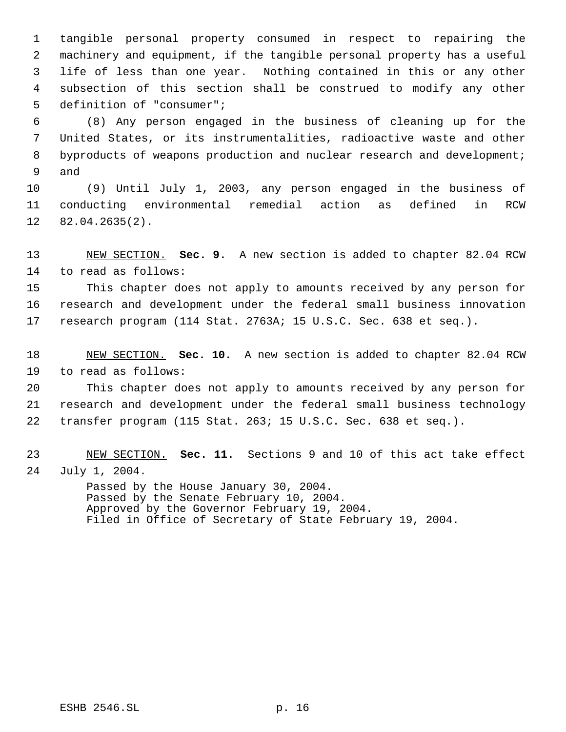tangible personal property consumed in respect to repairing the machinery and equipment, if the tangible personal property has a useful life of less than one year. Nothing contained in this or any other subsection of this section shall be construed to modify any other definition of "consumer";

(8) Any person engaged in the business of cleaning up for the United States, or its instrumentalities, radioactive waste and other byproducts of weapons production and nuclear research and development; and

(9) Until July 1, 2003, any person engaged in the business of conducting environmental remedial action as defined in RCW 82.04.2635(2).

NEW SECTION. **Sec. 9.** A new section is added to chapter 82.04 RCW to read as follows:

This chapter does not apply to amounts received by any person for research and development under the federal small business innovation research program (114 Stat. 2763A; 15 U.S.C. Sec. 638 et seq.).

NEW SECTION. **Sec. 10.** A new section is added to chapter 82.04 RCW to read as follows:

This chapter does not apply to amounts received by any person for research and development under the federal small business technology transfer program (115 Stat. 263; 15 U.S.C. Sec. 638 et seq.).

NEW SECTION. **Sec. 11.** Sections 9 and 10 of this act take effect July 1, 2004.

Passed by the House January 30, 2004.
Passed by the Senate February 10, 2004.
Approved by the Governor February 19, 2004.
Filed in Office of Secretary of State February 19, 2004.